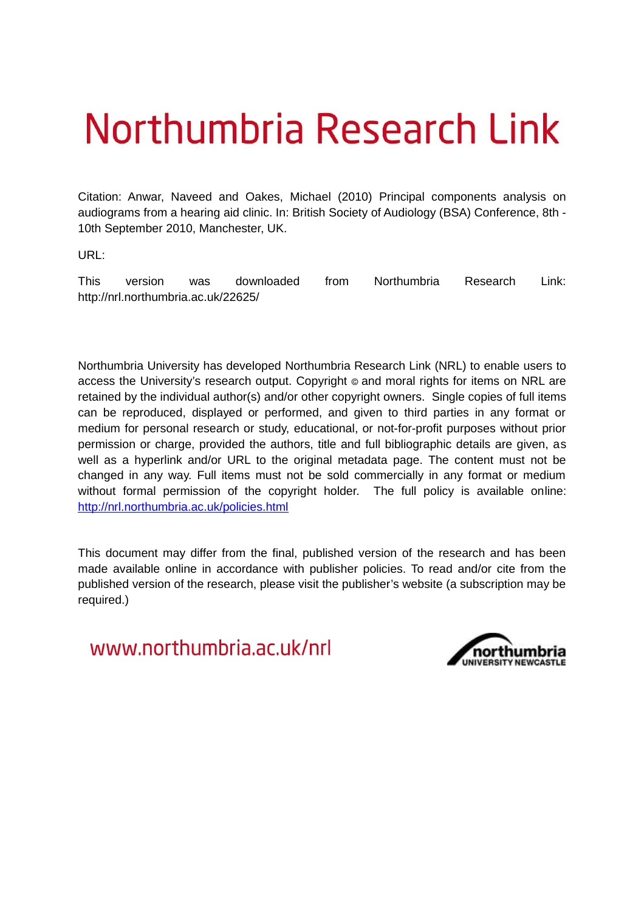# Northumbria Research Link

Citation: Anwar, Naveed and Oakes, Michael (2010) Principal components analysis on audiograms from a hearing aid clinic. In: British Society of Audiology (BSA) Conference, 8th - 10th September 2010, Manchester, UK.

URL:

This version was downloaded from Northumbria Research Link: http://nrl.northumbria.ac.uk/22625/

Northumbria University has developed Northumbria Research Link (NRL) to enable users to access the University's research output. Copyright © and moral rights for items on NRL are retained by the individual author(s) and/or other copyright owners. Single copies of full items can be reproduced, displayed or performed, and given to third parties in any format or medium for personal research or study, educational, or not-for-profit purposes without prior permission or charge, provided the authors, title and full bibliographic details are given, as well as a hyperlink and/or URL to the original metadata page. The content must not be changed in any way. Full items must not be sold commercially in any format or medium without formal permission of the copyright holder. The full policy is available online: http://nrl.northumbria.ac.uk/policies.html

This document may differ from the final, published version of the research and has been made available online in accordance with publisher policies. To read and/or cite from the published version of the research, please visit the publisher's website (a subscription may be required.)

www.northumbria.ac.uk/nrl

northumbria UNIVERSITY NEWCASTLE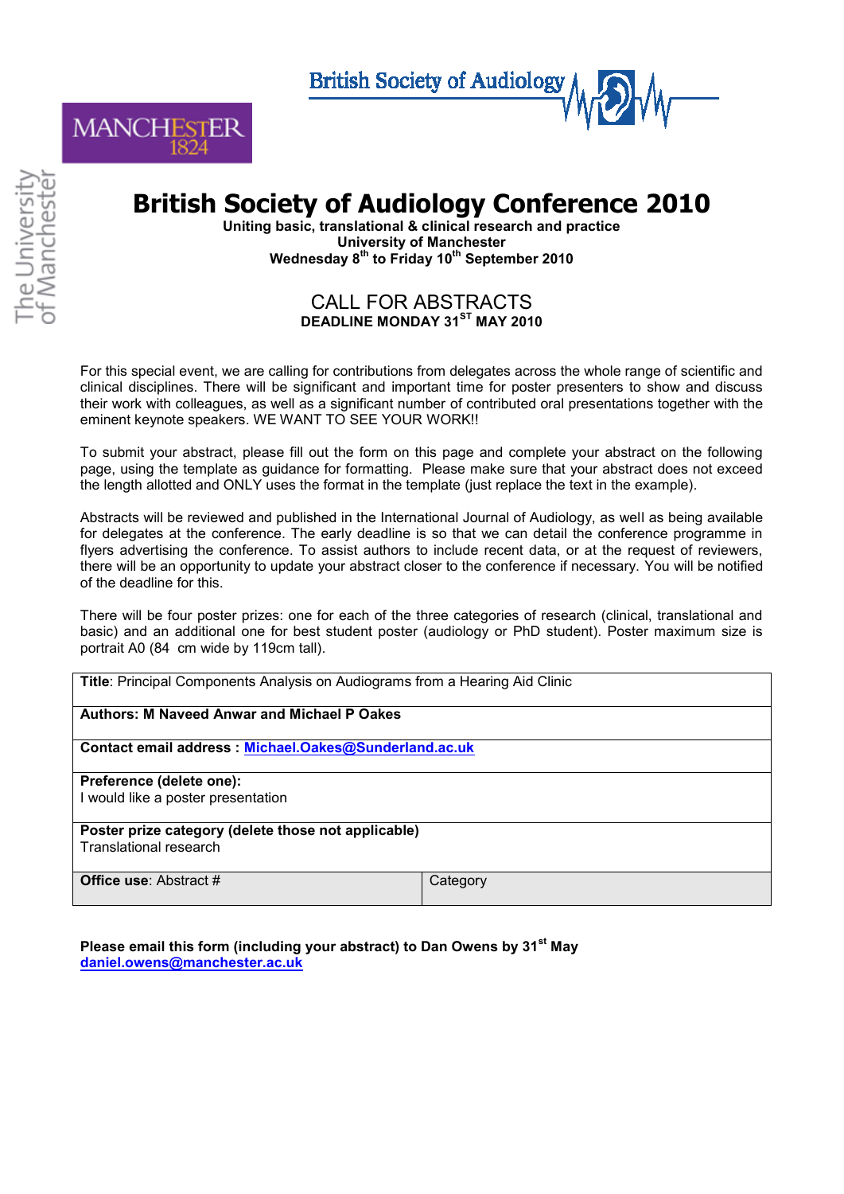# British Society of Audiology Conference 2010

**Uniting basic, translational & clinical research and practice**
**University of Manchester**
**Wednesday 8th to Friday 10th September 2010**

## CALL FOR ABSTRACTS

**DEADLINE MONDAY 31ST MAY 2010**

For this special event, we are calling for contributions from delegates across the whole range of scientific and clinical disciplines. There will be significant and important time for poster presenters to show and discuss their work with colleagues, as well as a significant number of contributed oral presentations together with the eminent keynote speakers. WE WANT TO SEE YOUR WORK!!

To submit your abstract, please fill out the form on this page and complete your abstract on the following page, using the template as guidance for formatting. Please make sure that your abstract does not exceed the length allotted and ONLY uses the format in the template (just replace the text in the example).

Abstracts will be reviewed and published in the International Journal of Audiology, as well as being available for delegates at the conference. The early deadline is so that we can detail the conference programme in flyers advertising the conference. To assist authors to include recent data, or at the request of reviewers, there will be an opportunity to update your abstract closer to the conference if necessary. You will be notified of the deadline for this.

There will be four poster prizes: one for each of the three categories of research (clinical, translational and basic) and an additional one for best student poster (audiology or PhD student). Poster maximum size is portrait A0 (84 cm wide by 119cm tall).

| **Title**: Principal Components Analysis on Audiograms from a Hearing Aid Clinic | |
|---|---|
| **Authors: M Naveed Anwar and Michael P Oakes** | |
| **Contact email address : Michael.Oakes@Sunderland.ac.uk** | |
| **Preference (delete one):** I would like a poster presentation | |
| **Poster prize category (delete those not applicable)** Translational research | |
| **Office use**: Abstract # | Category |

**Please email this form (including your abstract) to Dan Owens by 31st May**
**daniel.owens@manchester.ac.uk**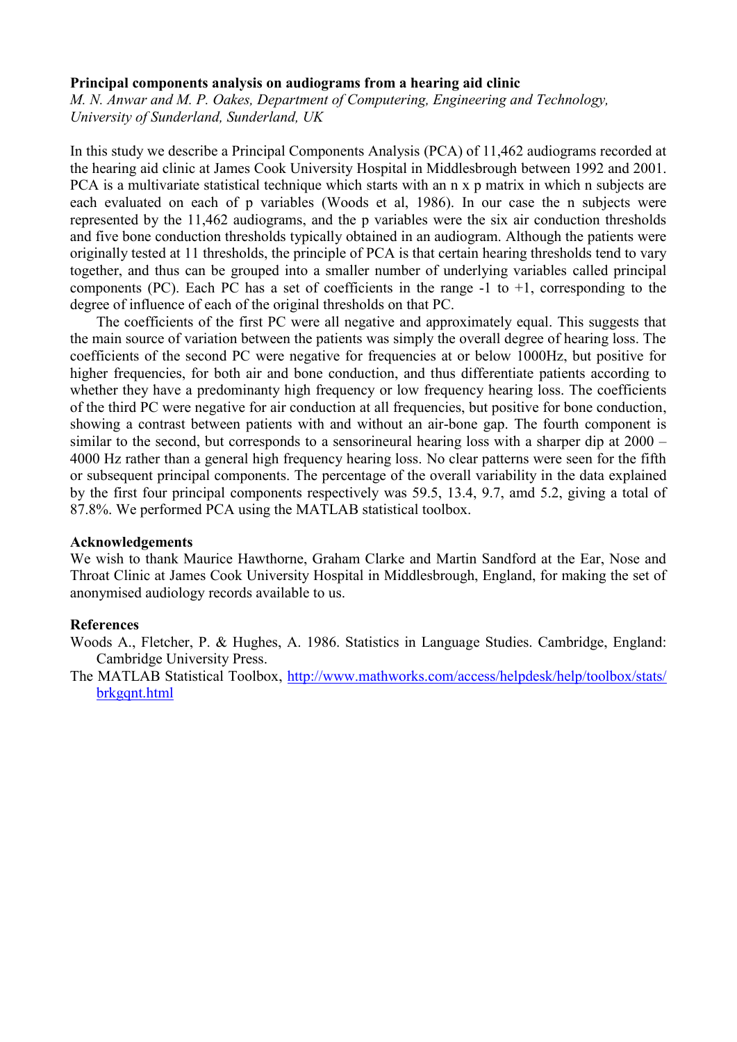**Principal components analysis on audiograms from a hearing aid clinic**

*M. N. Anwar and M. P. Oakes, Department of Computering, Engineering and Technology, University of Sunderland, Sunderland, UK*

In this study we describe a Principal Components Analysis (PCA) of 11,462 audiograms recorded at the hearing aid clinic at James Cook University Hospital in Middlesbrough between 1992 and 2001. PCA is a multivariate statistical technique which starts with an n x p matrix in which n subjects are each evaluated on each of p variables (Woods et al, 1986). In our case the n subjects were represented by the 11,462 audiograms, and the p variables were the six air conduction thresholds and five bone conduction thresholds typically obtained in an audiogram. Although the patients were originally tested at 11 thresholds, the principle of PCA is that certain hearing thresholds tend to vary together, and thus can be grouped into a smaller number of underlying variables called principal components (PC). Each PC has a set of coefficients in the range -1 to +1, corresponding to the degree of influence of each of the original thresholds on that PC.

The coefficients of the first PC were all negative and approximately equal. This suggests that the main source of variation between the patients was simply the overall degree of hearing loss. The coefficients of the second PC were negative for frequencies at or below 1000Hz, but positive for higher frequencies, for both air and bone conduction, and thus differentiate patients according to whether they have a predominanty high frequency or low frequency hearing loss. The coefficients of the third PC were negative for air conduction at all frequencies, but positive for bone conduction, showing a contrast between patients with and without an air-bone gap. The fourth component is similar to the second, but corresponds to a sensorineural hearing loss with a sharper dip at 2000 – 4000 Hz rather than a general high frequency hearing loss. No clear patterns were seen for the fifth or subsequent principal components. The percentage of the overall variability in the data explained by the first four principal components respectively was 59.5, 13.4, 9.7, amd 5.2, giving a total of 87.8%. We performed PCA using the MATLAB statistical toolbox.

**Acknowledgements**

We wish to thank Maurice Hawthorne, Graham Clarke and Martin Sandford at the Ear, Nose and Throat Clinic at James Cook University Hospital in Middlesbrough, England, for making the set of anonymised audiology records available to us.

**References**

Woods A., Fletcher, P. & Hughes, A. 1986. Statistics in Language Studies. Cambridge, England: Cambridge University Press.

The MATLAB Statistical Toolbox, http://www.mathworks.com/access/helpdesk/help/toolbox/stats/brkgqnt.html